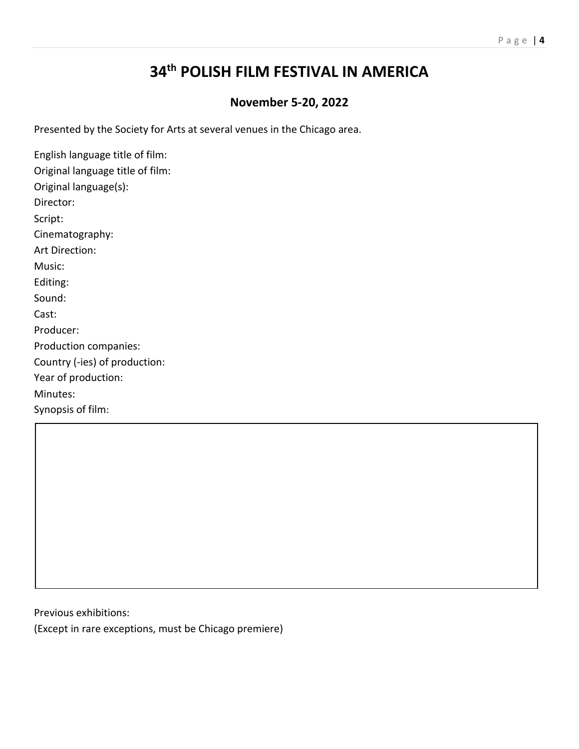# 34th POLISH FILM FESTIVAL IN AMERICA

## November 5-20, 2022

Presented by the Society for Arts at several venues in the Chicago area.

English language title of film:
Original language title of film:
Original language(s):
Director:
Script:
Cinematography:
Art Direction:
Music:
Editing:
Sound:
Cast:
Producer:
Production companies:
Country (-ies) of production:
Year of production:
Minutes:
Synopsis of film:

Previous exhibitions:
(Except in rare exceptions, must be Chicago premiere)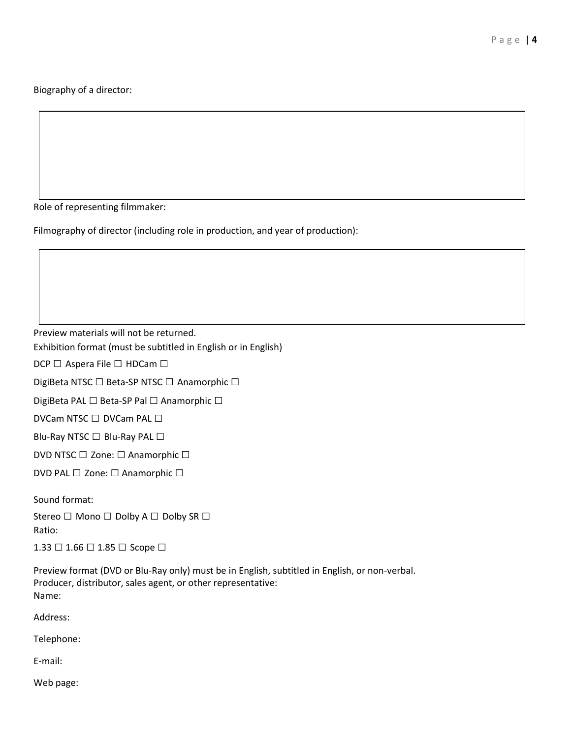Biography of a director:

Role of representing filmmaker:

Filmography of director (including role in production, and year of production):

Preview materials will not be returned.

Exhibition format (must be subtitled in English or in English)

DCP ☐ Aspera File ☐ HDCam ☐

DigiBeta NTSC ☐ Beta-SP NTSC ☐ Anamorphic ☐

DigiBeta PAL ☐ Beta-SP Pal ☐ Anamorphic ☐

DVCam NTSC ☐ DVCam PAL ☐

Blu-Ray NTSC ☐ Blu-Ray PAL ☐

DVD NTSC ☐ Zone: ☐ Anamorphic ☐

DVD PAL ☐ Zone: ☐ Anamorphic ☐

Sound format:

Stereo ☐ Mono ☐ Dolby A ☐ Dolby SR ☐

Ratio:

1.33 ☐ 1.66 ☐ 1.85 ☐ Scope ☐

Preview format (DVD or Blu-Ray only) must be in English, subtitled in English, or non-verbal.

Producer, distributor, sales agent, or other representative:

Name:

Address:

Telephone:

E-mail:

Web page: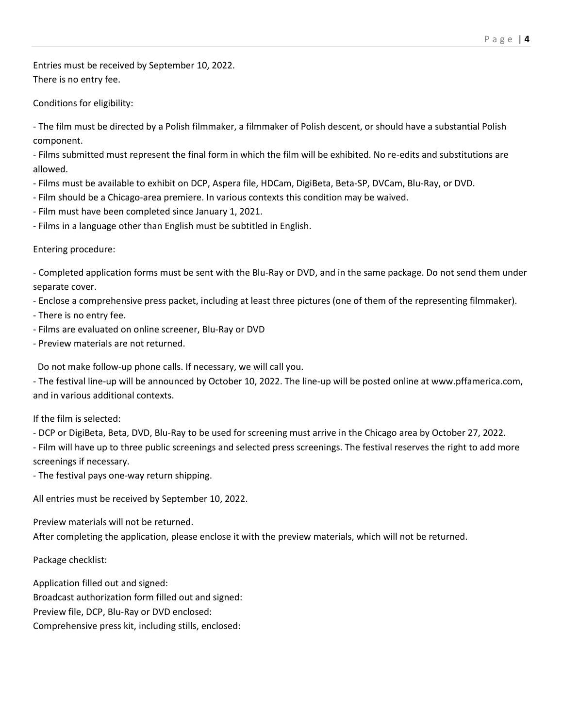Entries must be received by September 10, 2022.
There is no entry fee.

Conditions for eligibility:

- The film must be directed by a Polish filmmaker, a filmmaker of Polish descent, or should have a substantial Polish component.
- Films submitted must represent the final form in which the film will be exhibited. No re-edits and substitutions are allowed.
- Films must be available to exhibit on DCP, Aspera file, HDCam, DigiBeta, Beta-SP, DVCam, Blu-Ray, or DVD.
- Film should be a Chicago-area premiere. In various contexts this condition may be waived.
- Film must have been completed since January 1, 2021.
- Films in a language other than English must be subtitled in English.

Entering procedure:

- Completed application forms must be sent with the Blu-Ray or DVD, and in the same package. Do not send them under separate cover.
- Enclose a comprehensive press packet, including at least three pictures (one of them of the representing filmmaker).
- There is no entry fee.
- Films are evaluated on online screener, Blu-Ray or DVD
- Preview materials are not returned.

Do not make follow-up phone calls. If necessary, we will call you.

- The festival line-up will be announced by October 10, 2022. The line-up will be posted online at www.pffamerica.com, and in various additional contexts.

If the film is selected:

- DCP or DigiBeta, Beta, DVD, Blu-Ray to be used for screening must arrive in the Chicago area by October 27, 2022.
- Film will have up to three public screenings and selected press screenings. The festival reserves the right to add more screenings if necessary.
- The festival pays one-way return shipping.

All entries must be received by September 10, 2022.

Preview materials will not be returned.
After completing the application, please enclose it with the preview materials, which will not be returned.

Package checklist:

Application filled out and signed:
Broadcast authorization form filled out and signed:
Preview file, DCP, Blu-Ray or DVD enclosed:
Comprehensive press kit, including stills, enclosed: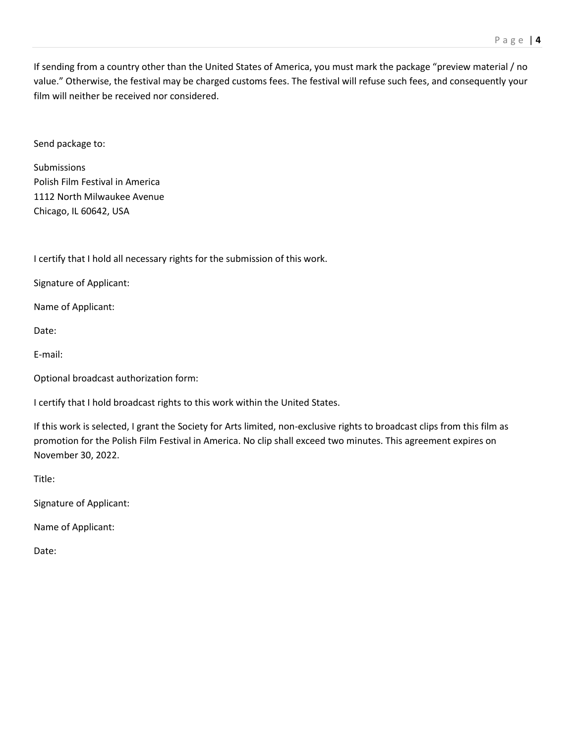If sending from a country other than the United States of America, you must mark the package "preview material / no value." Otherwise, the festival may be charged customs fees. The festival will refuse such fees, and consequently your film will neither be received nor considered.

Send package to:

Submissions
Polish Film Festival in America
1112 North Milwaukee Avenue
Chicago, IL 60642, USA

I certify that I hold all necessary rights for the submission of this work.

Signature of Applicant:

Name of Applicant:

Date:

E-mail:

Optional broadcast authorization form:

I certify that I hold broadcast rights to this work within the United States.

If this work is selected, I grant the Society for Arts limited, non-exclusive rights to broadcast clips from this film as promotion for the Polish Film Festival in America. No clip shall exceed two minutes. This agreement expires on November 30, 2022.

Title:

Signature of Applicant:

Name of Applicant:

Date: